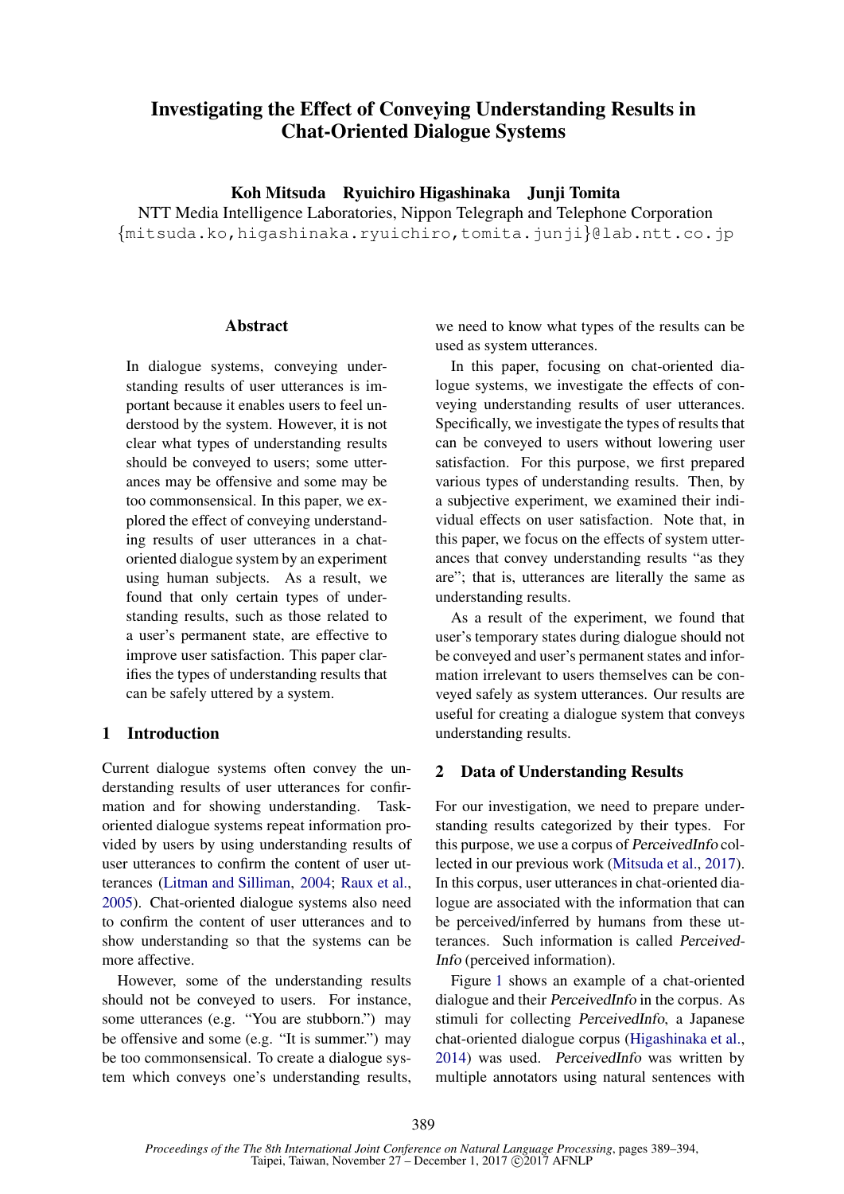# Investigating the Effect of Conveying Understanding Results in Chat-Oriented Dialogue Systems

**Koh Mitsuda    Ryuichiro Higashinaka    Junji Tomita**

NTT Media Intelligence Laboratories, Nippon Telegraph and Telephone Corporation

{mitsuda.ko,higashinaka.ryuichiro,tomita.junji}@lab.ntt.co.jp

## Abstract

In dialogue systems, conveying understanding results of user utterances is important because it enables users to feel understood by the system. However, it is not clear what types of understanding results should be conveyed to users; some utterances may be offensive and some may be too commonsensical. In this paper, we explored the effect of conveying understanding results of user utterances in a chat-oriented dialogue system by an experiment using human subjects. As a result, we found that only certain types of understanding results, such as those related to a user's permanent state, are effective to improve user satisfaction. This paper clarifies the types of understanding results that can be safely uttered by a system.

## 1 Introduction

Current dialogue systems often convey the understanding results of user utterances for confirmation and for showing understanding. Task-oriented dialogue systems repeat information provided by users by using understanding results of user utterances to confirm the content of user utterances (Litman and Silliman, 2004; Raux et al., 2005). Chat-oriented dialogue systems also need to confirm the content of user utterances and to show understanding so that the systems can be more affective.

However, some of the understanding results should not be conveyed to users. For instance, some utterances (e.g. "You are stubborn.") may be offensive and some (e.g. "It is summer.") may be too commonsensical. To create a dialogue system which conveys one's understanding results, we need to know what types of the results can be used as system utterances.

In this paper, focusing on chat-oriented dialogue systems, we investigate the effects of conveying understanding results of user utterances. Specifically, we investigate the types of results that can be conveyed to users without lowering user satisfaction. For this purpose, we first prepared various types of understanding results. Then, by a subjective experiment, we examined their individual effects on user satisfaction. Note that, in this paper, we focus on the effects of system utterances that convey understanding results "as they are"; that is, utterances are literally the same as understanding results.

As a result of the experiment, we found that user's temporary states during dialogue should not be conveyed and user's permanent states and information irrelevant to users themselves can be conveyed safely as system utterances. Our results are useful for creating a dialogue system that conveys understanding results.

## 2 Data of Understanding Results

For our investigation, we need to prepare understanding results categorized by their types. For this purpose, we use a corpus of *PerceivedInfo* collected in our previous work (Mitsuda et al., 2017). In this corpus, user utterances in chat-oriented dialogue are associated with the information that can be perceived/inferred by humans from these utterances. Such information is called *PerceivedInfo* (perceived information).

Figure 1 shows an example of a chat-oriented dialogue and their *PerceivedInfo* in the corpus. As stimuli for collecting *PerceivedInfo*, a Japanese chat-oriented dialogue corpus (Higashinaka et al., 2014) was used. *PerceivedInfo* was written by multiple annotators using natural sentences with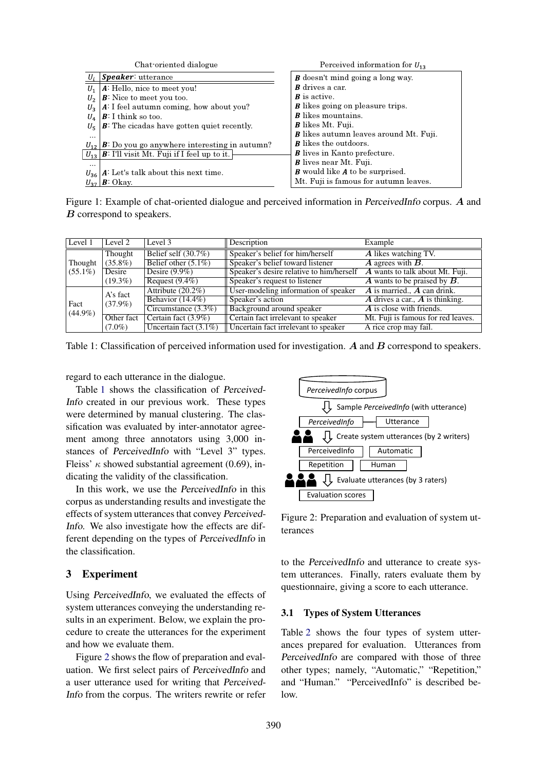| $U_i$ | ***Speaker***: utterance |
|---|---|
| $U_1$ | ***A***: Hello, nice to meet you! |
| $U_2$ | ***B***: Nice to meet you too. |
| $U_3$ | ***A***: I feel autumn coming, how about you? |
| $U_4$ | ***B***: I think so too. |
| $U_5$ | ***B***: The cicadas have gotten quiet recently. |
| ... | |
| $U_{12}$ | ***B***: Do you go anywhere interesting in autumn? |
| $U_{13}$ | ***B***: I'll visit Mt. Fuji if I feel up to it. |
| ... | |
| $U_{36}$ | ***A***: Let's talk about this next time. |
| $U_{37}$ | ***B***: Okay. |

Perceived information for $U_{13}$:

- ***B*** doesn't mind going a long way.
- ***B*** drives a car.
- ***B*** is active.
- ***B*** likes going on pleasure trips.
- ***B*** likes mountains.
- ***B*** likes Mt. Fuji.
- ***B*** likes autumn leaves around Mt. Fuji.
- ***B*** likes the outdoors.
- ***B*** lives in Kanto prefecture.
- ***B*** lives near Mt. Fuji.
- ***B*** would like ***A*** to be surprised.
- Mt. Fuji is famous for autumn leaves.

Figure 1: Example of chat-oriented dialogue and perceived information in *PerceivedInfo* corpus. ***A*** and ***B*** correspond to speakers.

| Level 1 | Level 2 | Level 3 | Description | Example |
|---|---|---|---|---|
| Thought (55.1%) | Thought (35.8%) | Belief self (30.7%) | Speaker's belief for him/herself | ***A*** likes watching TV. |
| | | Belief other (5.1%) | Speaker's belief toward listener | ***A*** agrees with ***B***. |
| | Desire (19.3%) | Desire (9.9%) | Speaker's desire relative to him/herself | ***A*** wants to talk about Mt. Fuji. |
| | | Request (9.4%) | Speaker's request to listener | ***A*** wants to be praised by ***B***. |
| Fact (44.9%) | A's fact (37.9%) | Attribute (20.2%) | User-modeling information of speaker | ***A*** is married., ***A*** can drink. |
| | | Behavior (14.4%) | Speaker's action | ***A*** drives a car., ***A*** is thinking. |
| | | Circumstance (3.3%) | Background around speaker | ***A*** is close with friends. |
| | Other fact (7.0%) | Certain fact (3.9%) | Certain fact irrelevant to speaker | Mt. Fuji is famous for red leaves. |
| | | Uncertain fact (3.1%) | Uncertain fact irrelevant to speaker | A rice crop may fail. |

Table 1: Classification of perceived information used for investigation. ***A*** and ***B*** correspond to speakers.

regard to each utterance in the dialogue.

Table 1 shows the classification of *PerceivedInfo* created in our previous work. These types were determined by manual clustering. The classification was evaluated by inter-annotator agreement among three annotators using 3,000 instances of *PerceivedInfo* with "Level 3" types. Fleiss' $\kappa$ showed substantial agreement (0.69), indicating the validity of the classification.

In this work, we use the *PerceivedInfo* in this corpus as understanding results and investigate the effects of system utterances that convey *PerceivedInfo*. We also investigate how the effects are different depending on the types of *PerceivedInfo* in the classification.

## 3 Experiment

Using *PerceivedInfo*, we evaluated the effects of system utterances conveying the understanding results in an experiment. Below, we explain the procedure to create the utterances for the experiment and how we evaluate them.

Figure 2 shows the flow of preparation and evaluation. We first select pairs of *PerceivedInfo* and a user utterance used for writing that *PerceivedInfo* from the corpus. The writers rewrite or refer to the *PerceivedInfo* and utterance to create system utterances. Finally, raters evaluate them by questionnaire, giving a score to each utterance.

*PerceivedInfo* corpus → Sample *PerceivedInfo* (with utterance) → *PerceivedInfo* — Utterance → Create system utterances (by 2 writers) → PerceivedInfo, Automatic, Repetition, Human → Evaluate utterances (by 3 raters) → Evaluation scores

Figure 2: Preparation and evaluation of system utterances

### 3.1 Types of System Utterances

Table 2 shows the four types of system utterances prepared for evaluation. Utterances from *PerceivedInfo* are compared with those of three other types; namely, "Automatic," "Repetition," and "Human." "PerceivedInfo" is described below.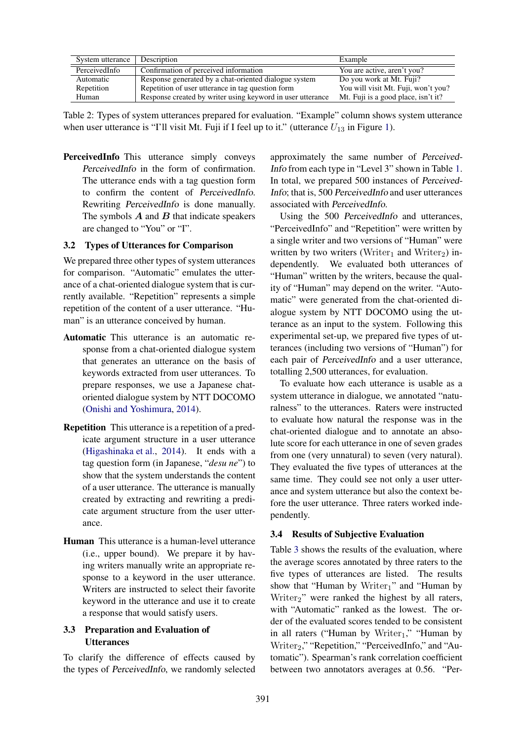| System utterance | Description | Example |
|---|---|---|
| PerceivedInfo | Confirmation of perceived information | You are active, aren't you? |
| Automatic | Response generated by a chat-oriented dialogue system | Do you work at Mt. Fuji? |
| Repetition | Repetition of user utterance in tag question form | You will visit Mt. Fuji, won't you? |
| Human | Response created by writer using keyword in user utterance | Mt. Fuji is a good place, isn't it? |

Table 2: Types of system utterances prepared for evaluation. "Example" column shows system utterance when user utterance is "I'll visit Mt. Fuji if I feel up to it." (utterance $U_{13}$ in Figure 1).

**PerceivedInfo** This utterance simply conveys *PerceivedInfo* in the form of confirmation. The utterance ends with a tag question form to confirm the content of *PerceivedInfo*. Rewriting *PerceivedInfo* is done manually. The symbols $\boldsymbol{A}$ and $\boldsymbol{B}$ that indicate speakers are changed to "You" or "I".

### 3.2 Types of Utterances for Comparison

We prepared three other types of system utterances for comparison. "Automatic" emulates the utterance of a chat-oriented dialogue system that is currently available. "Repetition" represents a simple repetition of the content of a user utterance. "Human" is an utterance conceived by human.

**Automatic** This utterance is an automatic response from a chat-oriented dialogue system that generates an utterance on the basis of keywords extracted from user utterances. To prepare responses, we use a Japanese chat-oriented dialogue system by NTT DOCOMO (Onishi and Yoshimura, 2014).

**Repetition** This utterance is a repetition of a predicate argument structure in a user utterance (Higashinaka et al., 2014). It ends with a tag question form (in Japanese, "*desu ne*") to show that the system understands the content of a user utterance. The utterance is manually created by extracting and rewriting a predicate argument structure from the user utterance.

**Human** This utterance is a human-level utterance (i.e., upper bound). We prepare it by having writers manually write an appropriate response to a keyword in the user utterance. Writers are instructed to select their favorite keyword in the utterance and use it to create a response that would satisfy users.

### 3.3 Preparation and Evaluation of Utterances

To clarify the difference of effects caused by the types of *PerceivedInfo*, we randomly selected approximately the same number of *PerceivedInfo* from each type in "Level 3" shown in Table 1. In total, we prepared 500 instances of *PerceivedInfo*; that is, 500 *PerceivedInfo* and user utterances associated with *PerceivedInfo*.

Using the 500 *PerceivedInfo* and utterances, "PerceivedInfo" and "Repetition" were written by a single writer and two versions of "Human" were written by two writers ($\mathrm{Writer}_1$ and $\mathrm{Writer}_2$) independently. We evaluated both utterances of "Human" written by the writers, because the quality of "Human" may depend on the writer. "Automatic" were generated from the chat-oriented dialogue system by NTT DOCOMO using the utterance as an input to the system. Following this experimental set-up, we prepared five types of utterances (including two versions of "Human") for each pair of *PerceivedInfo* and a user utterance, totalling 2,500 utterances, for evaluation.

To evaluate how each utterance is usable as a system utterance in dialogue, we annotated "naturalness" to the utterances. Raters were instructed to evaluate how natural the response was in the chat-oriented dialogue and to annotate an absolute score for each utterance in one of seven grades from one (very unnatural) to seven (very natural). They evaluated the five types of utterances at the same time. They could see not only a user utterance and system utterance but also the context before the user utterance. Three raters worked independently.

### 3.4 Results of Subjective Evaluation

Table 3 shows the results of the evaluation, where the average scores annotated by three raters to the five types of utterances are listed. The results show that "Human by $\mathrm{Writer}_1$" and "Human by $\mathrm{Writer}_2$" were ranked the highest by all raters, with "Automatic" ranked as the lowest. The order of the evaluated scores tended to be consistent in all raters ("Human by $\mathrm{Writer}_1$," "Human by $\mathrm{Writer}_2$," "Repetition," "PerceivedInfo," and "Automatic"). Spearman's rank correlation coefficient between two annotators averages at 0.56. "Per-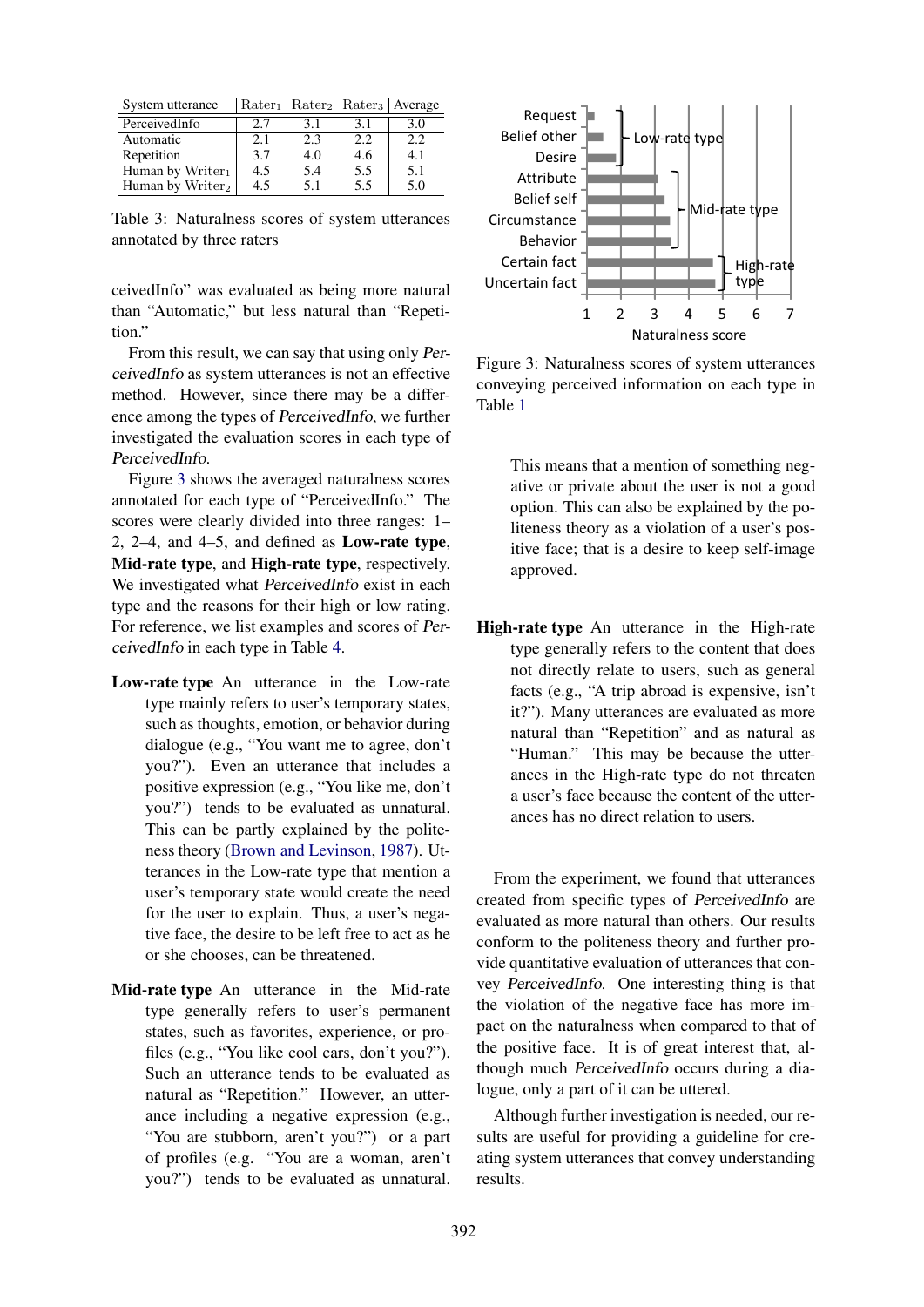| System utterance | $\text{Rater}_1$ | $\text{Rater}_2$ | $\text{Rater}_3$ | Average |
|---|---|---|---|---|
| PerceivedInfo | 2.7 | 3.1 | 3.1 | 3.0 |
| Automatic | 2.1 | 2.3 | 2.2 | 2.2 |
| Repetition | 3.7 | 4.0 | 4.6 | 4.1 |
| Human by $\text{Writer}_1$ | 4.5 | 5.4 | 5.5 | 5.1 |
| Human by $\text{Writer}_2$ | 4.5 | 5.1 | 5.5 | 5.0 |

Table 3: Naturalness scores of system utterances annotated by three raters

ceivedInfo" was evaluated as being more natural than "Automatic," but less natural than "Repetition."

From this result, we can say that using only *PerceivedInfo* as system utterances is not an effective method. However, since there may be a difference among the types of *PerceivedInfo*, we further investigated the evaluation scores in each type of *PerceivedInfo*.

Figure 3 shows the averaged naturalness scores annotated for each type of "PerceivedInfo." The scores were clearly divided into three ranges: 1–2, 2–4, and 4–5, and defined as **Low-rate type**, **Mid-rate type**, and **High-rate type**, respectively. We investigated what *PerceivedInfo* exist in each type and the reasons for their high or low rating. For reference, we list examples and scores of *PerceivedInfo* in each type in Table 4.

**Low-rate type** An utterance in the Low-rate type mainly refers to user's temporary states, such as thoughts, emotion, or behavior during dialogue (e.g., "You want me to agree, don't you?"). Even an utterance that includes a positive expression (e.g., "You like me, don't you?") tends to be evaluated as unnatural. This can be partly explained by the politeness theory (Brown and Levinson, 1987). Utterances in the Low-rate type that mention a user's temporary state would create the need for the user to explain. Thus, a user's negative face, the desire to be left free to act as he or she chooses, can be threatened.

**Mid-rate type** An utterance in the Mid-rate type generally refers to user's permanent states, such as favorites, experience, or profiles (e.g., "You like cool cars, don't you?"). Such an utterance tends to be evaluated as natural as "Repetition." However, an utterance including a negative expression (e.g., "You are stubborn, aren't you?") or a part of profiles (e.g. "You are a woman, aren't you?") tends to be evaluated as unnatural. This means that a mention of something negative or private about the user is not a good option. This can also be explained by the politeness theory as a violation of a user's positive face; that is a desire to keep self-image approved.

Figure 3: Naturalness scores of system utterances conveying perceived information on each type in Table 1

**High-rate type** An utterance in the High-rate type generally refers to the content that does not directly relate to users, such as general facts (e.g., "A trip abroad is expensive, isn't it?"). Many utterances are evaluated as more natural than "Repetition" and as natural as "Human." This may be because the utterances in the High-rate type do not threaten a user's face because the content of the utterances has no direct relation to users.

From the experiment, we found that utterances created from specific types of *PerceivedInfo* are evaluated as more natural than others. Our results conform to the politeness theory and further provide quantitative evaluation of utterances that convey *PerceivedInfo*. One interesting thing is that the violation of the negative face has more impact on the naturalness when compared to that of the positive face. It is of great interest that, although much *PerceivedInfo* occurs during a dialogue, only a part of it can be uttered.

Although further investigation is needed, our results are useful for providing a guideline for creating system utterances that convey understanding results.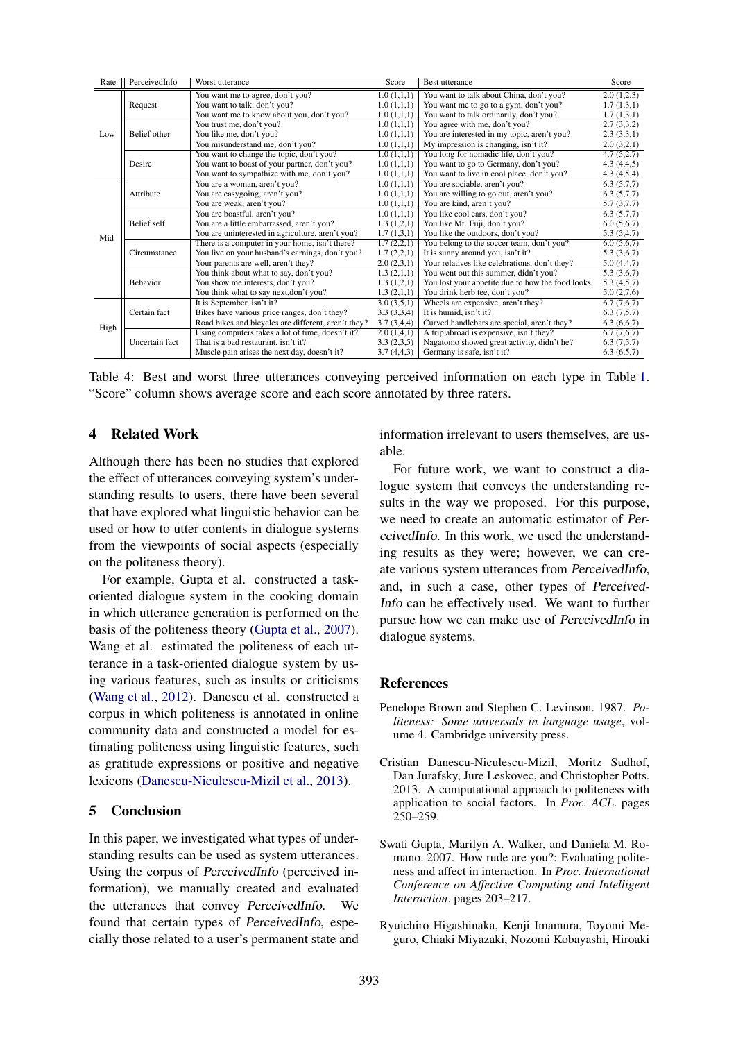| Rate | PerceivedInfo | Worst utterance | Score | Best utterance | Score |
|---|---|---|---|---|---|
| Low | Request | You want me to agree, don't you? | 1.0 (1,1,1) | You want to talk about China, don't you? | 2.0 (1,2,3) |
| | | You want to talk, don't you? | 1.0 (1,1,1) | You want me to go to a gym, don't you? | 1.7 (1,3,1) |
| | | You want me to know about you, don't you? | 1.0 (1,1,1) | You want to talk ordinarily, don't you? | 1.7 (1,3,1) |
| | Belief other | You trust me, don't you? | 1.0 (1,1,1) | You agree with me, don't you? | 2.7 (3,3,2) |
| | | You like me, don't you? | 1.0 (1,1,1) | You are interested in my topic, aren't you? | 2.3 (3,3,1) |
| | | You misunderstand me, don't you? | 1.0 (1,1,1) | My impression is changing, isn't it? | 2.0 (3,2,1) |
| | Desire | You want to change the topic, don't you? | 1.0 (1,1,1) | You long for nomadic life, don't you? | 4.7 (5,2,7) |
| | | You want to boast of your partner, don't you? | 1.0 (1,1,1) | You want to go to Germany, don't you? | 4.3 (4,4,5) |
| | | You want to sympathize with me, don't you? | 1.0 (1,1,1) | You want to live in cool place, don't you? | 4.3 (4,5,4) |
| Mid | Attribute | You are a woman, aren't you? | 1.0 (1,1,1) | You are sociable, aren't you? | 6.3 (5,7,7) |
| | | You are easygoing, aren't you? | 1.0 (1,1,1) | You are willing to go out, aren't you? | 6.3 (5,7,7) |
| | | You are weak, aren't you? | 1.0 (1,1,1) | You are kind, aren't you? | 5.7 (3,7,7) |
| | Belief self | You are boastful, aren't you? | 1.0 (1,1,1) | You like cool cars, don't you? | 6.3 (5,7,7) |
| | | You are a little embarrassed, aren't you? | 1.3 (1,2,1) | You like Mt. Fuji, don't you? | 6.0 (5,6,7) |
| | | You are uninterested in agriculture, aren't you? | 1.7 (1,3,1) | You like the outdoors, don't you? | 5.3 (5,4,7) |
| | Circumstance | There is a computer in your home, isn't there? | 1.7 (2,2,1) | You belong to the soccer team, don't you? | 6.0 (5,6,7) |
| | | You live on your husband's earnings, don't you? | 1.7 (2,2,1) | It is sunny around you, isn't it? | 5.3 (3,6,7) |
| | | Your parents are well, aren't they? | 2.0 (2,3,1) | Your relatives like celebrations, don't they? | 5.0 (4,4,7) |
| | Behavior | You think about what to say, don't you? | 1.3 (2,1,1) | You went out this summer, didn't you? | 5.3 (3,6,7) |
| | | You show me interests, don't you? | 1.3 (1,2,1) | You lost your appetite due to how the food looks. | 5.3 (4,5,7) |
| | | You think what to say next,don't you? | 1.3 (2,1,1) | You drink herb tee, don't you? | 5.0 (2,7,6) |
| High | Certain fact | It is September, isn't it? | 3.0 (3,5,1) | Wheels are expensive, aren't they? | 6.7 (7,6,7) |
| | | Bikes have various price ranges, don't they? | 3.3 (3,3,4) | It is humid, isn't it? | 6.3 (7,5,7) |
| | | Road bikes and bicycles are different, aren't they? | 3.7 (3,4,4) | Curved handlebars are special, aren't they? | 6.3 (6,6,7) |
| | Uncertain fact | Using computers takes a lot of time, doesn't it? | 2.0 (1,4,1) | A trip abroad is expensive, isn't they? | 6.7 (7,6,7) |
| | | That is a bad restaurant, isn't it? | 3.3 (2,3,5) | Nagatomo showed great activity, didn't he? | 6.3 (7,5,7) |
| | | Muscle pain arises the next day, doesn't it? | 3.7 (4,4,3) | Germany is safe, isn't it? | 6.3 (6,5,7) |

Table 4: Best and worst three utterances conveying perceived information on each type in Table 1. "Score" column shows average score and each score annotated by three raters.

## 4 Related Work

Although there has been no studies that explored the effect of utterances conveying system's understanding results to users, there have been several that have explored what linguistic behavior can be used or how to utter contents in dialogue systems from the viewpoints of social aspects (especially on the politeness theory).

For example, Gupta et al. constructed a task-oriented dialogue system in the cooking domain in which utterance generation is performed on the basis of the politeness theory (Gupta et al., 2007). Wang et al. estimated the politeness of each utterance in a task-oriented dialogue system by using various features, such as insults or criticisms (Wang et al., 2012). Danescu et al. constructed a corpus in which politeness is annotated in online community data and constructed a model for estimating politeness using linguistic features, such as gratitude expressions or positive and negative lexicons (Danescu-Niculescu-Mizil et al., 2013).

## 5 Conclusion

In this paper, we investigated what types of understanding results can be used as system utterances. Using the corpus of *PerceivedInfo* (perceived information), we manually created and evaluated the utterances that convey *PerceivedInfo*. We found that certain types of *PerceivedInfo*, especially those related to a user's permanent state and information irrelevant to users themselves, are usable.

For future work, we want to construct a dialogue system that conveys the understanding results in the way we proposed. For this purpose, we need to create an automatic estimator of *PerceivedInfo*. In this work, we used the understanding results as they were; however, we can create various system utterances from *PerceivedInfo*, and, in such a case, other types of *PerceivedInfo* can be effectively used. We want to further pursue how we can make use of *PerceivedInfo* in dialogue systems.

## References

Penelope Brown and Stephen C. Levinson. 1987. *Politeness: Some universals in language usage*, volume 4. Cambridge university press.

Cristian Danescu-Niculescu-Mizil, Moritz Sudhof, Dan Jurafsky, Jure Leskovec, and Christopher Potts. 2013. A computational approach to politeness with application to social factors. In *Proc. ACL*. pages 250–259.

Swati Gupta, Marilyn A. Walker, and Daniela M. Romano. 2007. How rude are you?: Evaluating politeness and affect in interaction. In *Proc. International Conference on Affective Computing and Intelligent Interaction*. pages 203–217.

Ryuichiro Higashinaka, Kenji Imamura, Toyomi Meguro, Chiaki Miyazaki, Nozomi Kobayashi, Hiroaki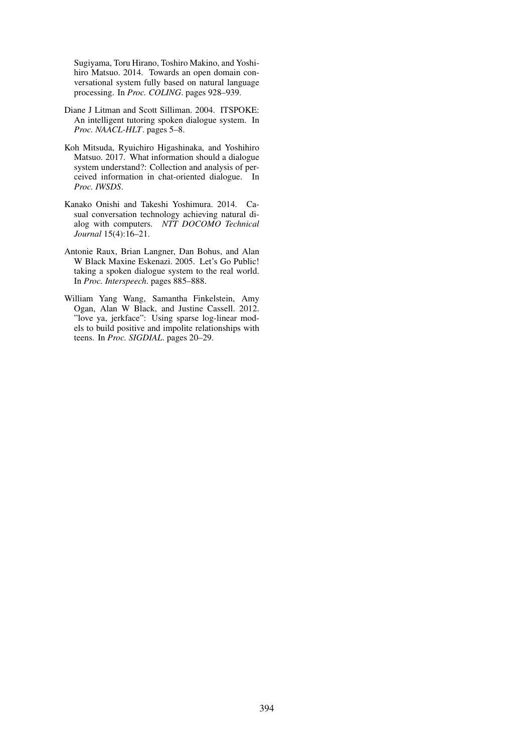Sugiyama, Toru Hirano, Toshiro Makino, and Yoshihiro Matsuo. 2014. Towards an open domain conversational system fully based on natural language processing. In *Proc. COLING*. pages 928–939.

Diane J Litman and Scott Silliman. 2004. ITSPOKE: An intelligent tutoring spoken dialogue system. In *Proc. NAACL-HLT*. pages 5–8.

Koh Mitsuda, Ryuichiro Higashinaka, and Yoshihiro Matsuo. 2017. What information should a dialogue system understand?: Collection and analysis of perceived information in chat-oriented dialogue. In *Proc. IWSDS*.

Kanako Onishi and Takeshi Yoshimura. 2014. Casual conversation technology achieving natural dialog with computers. *NTT DOCOMO Technical Journal* 15(4):16–21.

Antonie Raux, Brian Langner, Dan Bohus, and Alan W Black Maxine Eskenazi. 2005. Let's Go Public! taking a spoken dialogue system to the real world. In *Proc. Interspeech*. pages 885–888.

William Yang Wang, Samantha Finkelstein, Amy Ogan, Alan W Black, and Justine Cassell. 2012. "love ya, jerkface": Using sparse log-linear models to build positive and impolite relationships with teens. In *Proc. SIGDIAL*. pages 20–29.